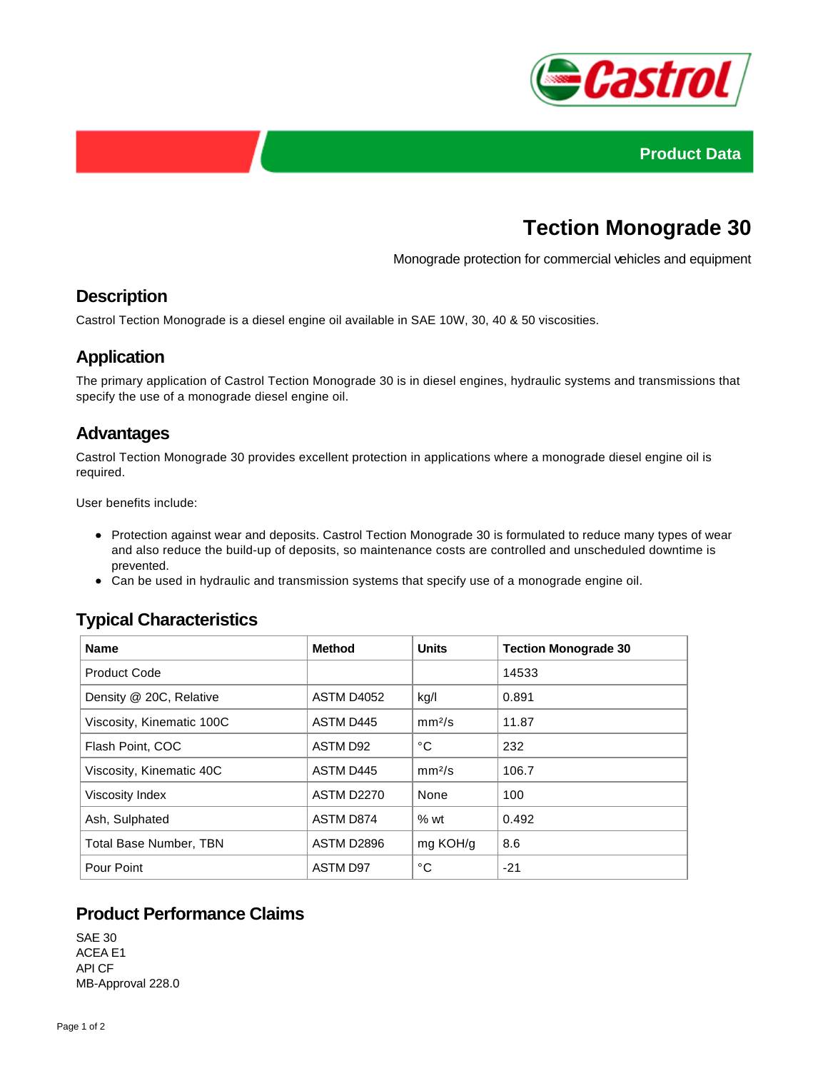Product Data

# Tection Monograde 30

Monograde protection for commercial vehicles and equipment

## Description

Castrol Tection Monograde is a diesel engine oil available in SAE 10W, 30, 40 & 50 viscosities.

## Application

The primary application of Castrol Tection Monograde 30 is in diesel engines, hydraulic systems and transmissions that specify the use of a monograde diesel engine oil.

## Advantages

Castrol Tection Monograde 30 provides excellent protection in applications where a monograde diesel engine oil is required.

User benefits include:

- Protection against wear and deposits. Castrol Tection Monograde 30 is formulated to reduce many types of wear and also reduce the build-up of deposits, so maintenance costs are controlled and unscheduled downtime is prevented.
- Can be used in hydraulic and transmission systems that specify use of a monograde engine oil.

## Typical Characteristics

| Name | Method | Units | Tection Monograde 30 |
|---|---|---|---|
| Product Code | | | 14533 |
| Density @ 20C, Relative | ASTM D4052 | kg/l | 0.891 |
| Viscosity, Kinematic 100C | ASTM D445 | $mm^2/s$ | 11.87 |
| Flash Point, COC | ASTM D92 | °C | 232 |
| Viscosity, Kinematic 40C | ASTM D445 | $mm^2/s$ | 106.7 |
| Viscosity Index | ASTM D2270 | None | 100 |
| Ash, Sulphated | ASTM D874 | % wt | 0.492 |
| Total Base Number, TBN | ASTM D2896 | mg KOH/g | 8.6 |
| Pour Point | ASTM D97 | °C | -21 |

## Product Performance Claims

SAE 30
ACEA E1
API CF
MB-Approval 228.0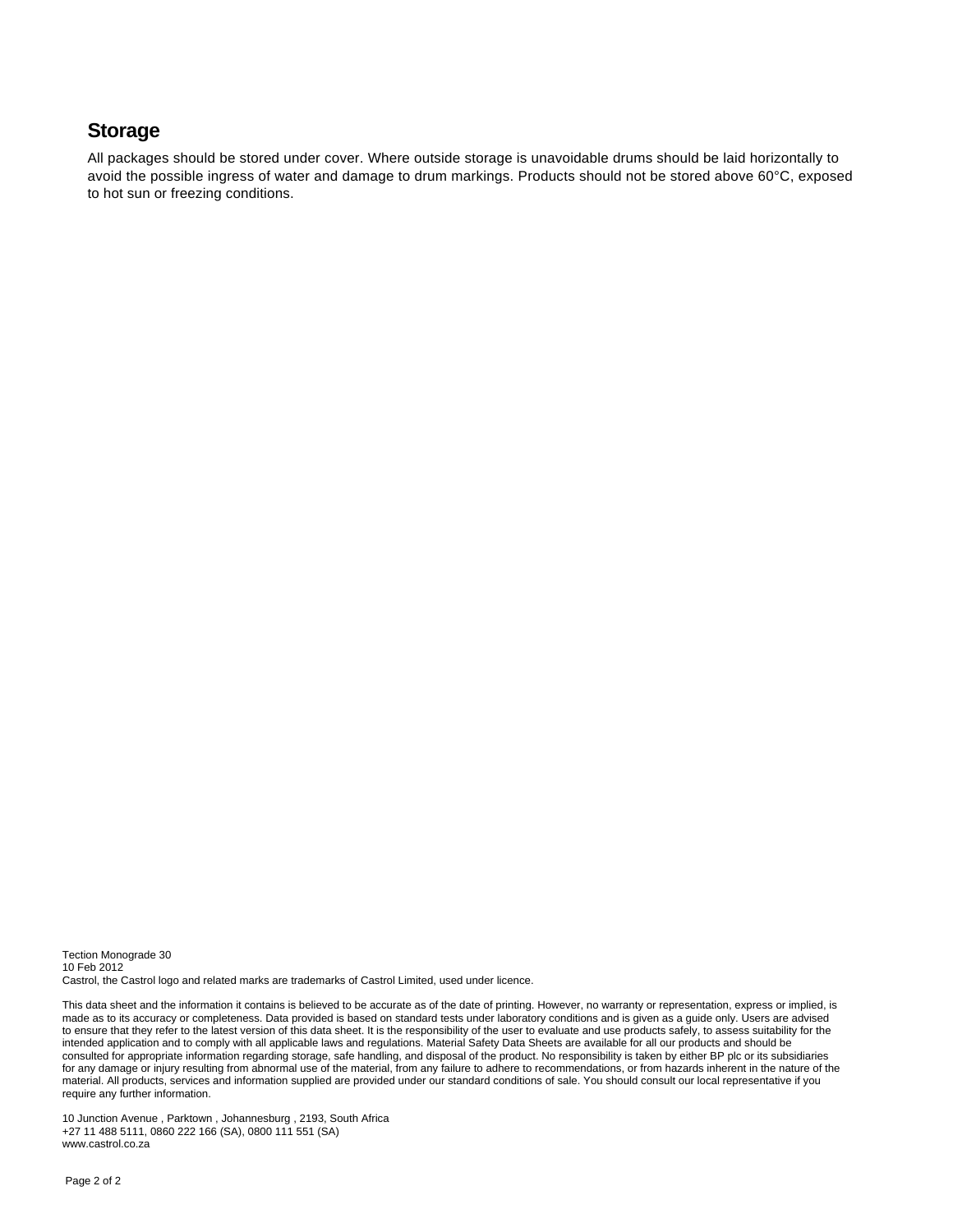## Storage

All packages should be stored under cover. Where outside storage is unavoidable drums should be laid horizontally to avoid the possible ingress of water and damage to drum markings. Products should not be stored above 60°C, exposed to hot sun or freezing conditions.

Tection Monograde 30
10 Feb 2012
Castrol, the Castrol logo and related marks are trademarks of Castrol Limited, used under licence.

This data sheet and the information it contains is believed to be accurate as of the date of printing. However, no warranty or representation, express or implied, is made as to its accuracy or completeness. Data provided is based on standard tests under laboratory conditions and is given as a guide only. Users are advised to ensure that they refer to the latest version of this data sheet. It is the responsibility of the user to evaluate and use products safely, to assess suitability for the intended application and to comply with all applicable laws and regulations. Material Safety Data Sheets are available for all our products and should be consulted for appropriate information regarding storage, safe handling, and disposal of the product. No responsibility is taken by either BP plc or its subsidiaries for any damage or injury resulting from abnormal use of the material, from any failure to adhere to recommendations, or from hazards inherent in the nature of the material. All products, services and information supplied are provided under our standard conditions of sale. You should consult our local representative if you require any further information.

10 Junction Avenue , Parktown , Johannesburg , 2193, South Africa
+27 11 488 5111, 0860 222 166 (SA), 0800 111 551 (SA)
www.castrol.co.za